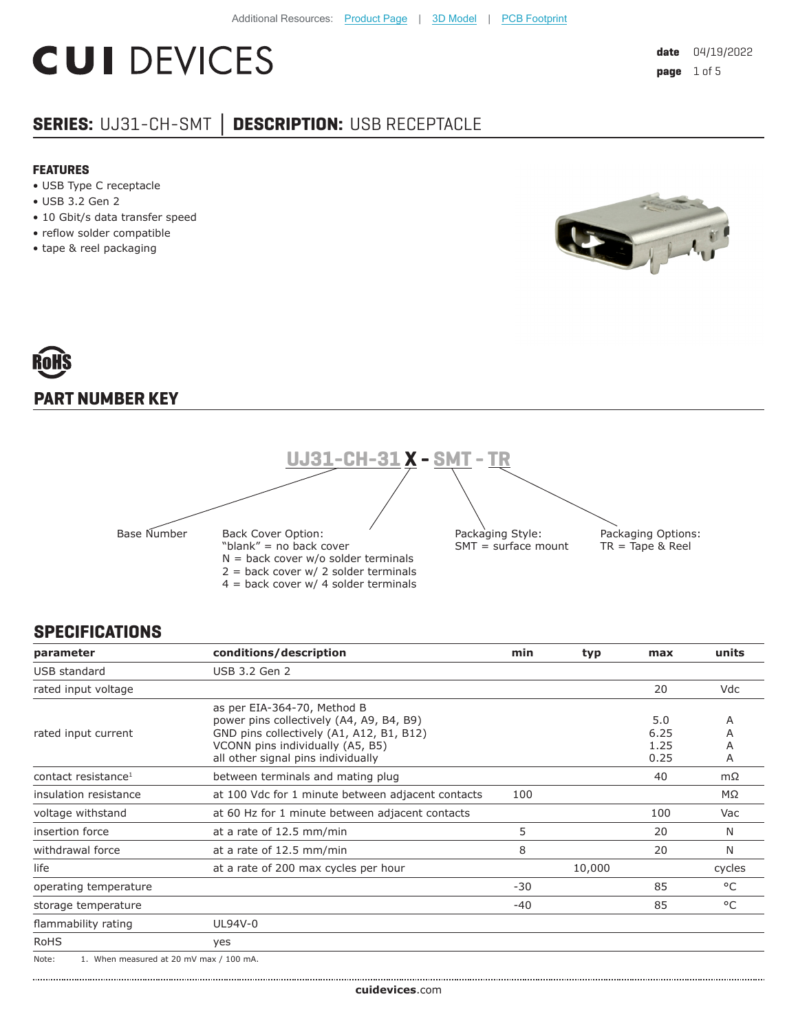Additional Resources: Product Page | 3D Model | PCB Footprint

# CUI DEVICES

date 04/19/2022

## SERIES: UJ31-CH-SMT │ DESCRIPTION: USB RECEPTACLE

### FEATURES

- USB Type C receptacle
- USB 3.2 Gen 2
- 10 Gbit/s data transfer speed
- reflow solder compatible
- tape & reel packaging

RoHS

## PART NUMBER KEY

**UJ31-CH-31 X - SMT - TR**

Base Number: UJ31-CH-31

Back Cover Option:
"blank" = no back cover
N = back cover w/o solder terminals
2 = back cover w/ 2 solder terminals
4 = back cover w/ 4 solder terminals

Packaging Style:
SMT = surface mount

Packaging Options:
TR = Tape & Reel

## SPECIFICATIONS

| parameter | conditions/description | min | typ | max | units |
|---|---|---|---|---|---|
| USB standard | USB 3.2 Gen 2 | | | | |
| rated input voltage | | | | 20 | Vdc |
| rated input current | as per EIA-364-70, Method B<br>power pins collectively (A4, A9, B4, B9)<br>GND pins collectively (A1, A12, B1, B12)<br>VCONN pins individually (A5, B5)<br>all other signal pins individually | | | 5.0<br>6.25<br>1.25<br>0.25 | A<br>A<br>A<br>A |
| contact resistance[1] | between terminals and mating plug | | | 40 | mΩ |
| insulation resistance | at 100 Vdc for 1 minute between adjacent contacts | 100 | | | MΩ |
| voltage withstand | at 60 Hz for 1 minute between adjacent contacts | | | 100 | Vac |
| insertion force | at a rate of 12.5 mm/min | 5 | | 20 | N |
| withdrawal force | at a rate of 12.5 mm/min | 8 | | 20 | N |
| life | at a rate of 200 max cycles per hour | | 10,000 | | cycles |
| operating temperature | | -30 | | 85 | °C |
| storage temperature | | -40 | | 85 | °C |
| flammability rating | UL94V-0 | | | | |
| RoHS | yes | | | | |

Note: 1. When measured at 20 mV max / 100 mA.

cuidevices.com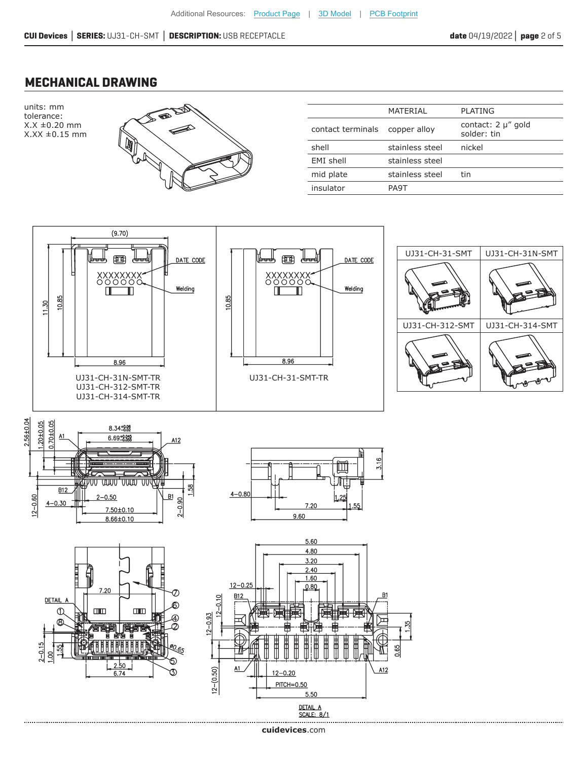## MECHANICAL DRAWING

units: mm
tolerance:
X.X ±0.20 mm
X.XX ±0.15 mm

| | MATERIAL | PLATING |
|---|---|---|
| contact terminals | copper alloy | contact: 2 μ" gold<br>solder: tin |
| shell | stainless steel | nickel |
| EMI shell | stainless steel | |
| mid plate | stainless steel | tin |
| insulator | PA9T | |

UJ31-CH-31N-SMT-TR
UJ31-CH-312-SMT-TR
UJ31-CH-314-SMT-TR

UJ31-CH-31-SMT-TR

| UJ31-CH-31-SMT | UJ31-CH-31N-SMT |
|---|---|
| UJ31-CH-312-SMT | UJ31-CH-314-SMT |

DETAIL A
SCALE: 8/1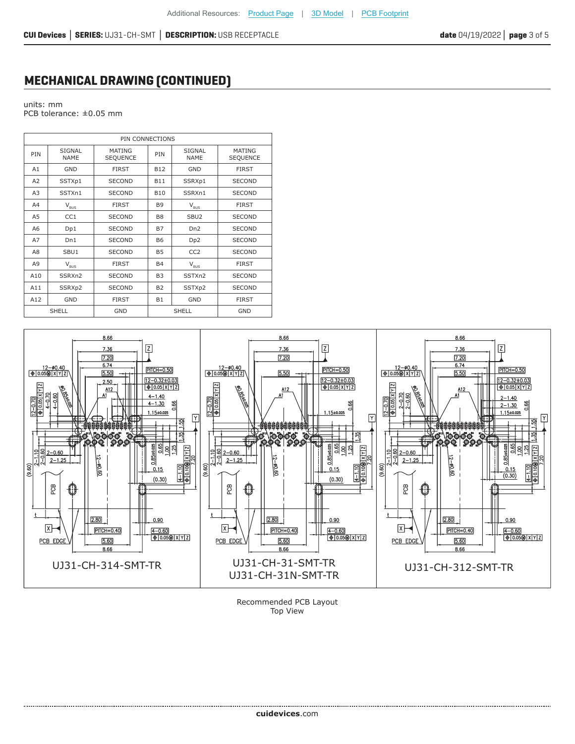## MECHANICAL DRAWING (CONTINUED)

units: mm
PCB tolerance: ±0.05 mm

| PIN CONNECTIONS | | | | | |
|---|---|---|---|---|---|
| PIN | SIGNAL NAME | MATING SEQUENCE | PIN | SIGNAL NAME | MATING SEQUENCE |
| A1 | GND | FIRST | B12 | GND | FIRST |
| A2 | SSTXp1 | SECOND | B11 | SSRXp1 | SECOND |
| A3 | SSTXn1 | SECOND | B10 | SSRXn1 | SECOND |
| A4 | $V_{BUS}$ | FIRST | B9 | $V_{BUS}$ | FIRST |
| A5 | CC1 | SECOND | B8 | SBU2 | SECOND |
| A6 | Dp1 | SECOND | B7 | Dn2 | SECOND |
| A7 | Dn1 | SECOND | B6 | Dp2 | SECOND |
| A8 | SBU1 | SECOND | B5 | CC2 | SECOND |
| A9 | $V_{BUS}$ | FIRST | B4 | $V_{BUS}$ | FIRST |
| A10 | SSRXn2 | SECOND | B3 | SSTXn2 | SECOND |
| A11 | SSRXp2 | SECOND | B2 | SSTXp2 | SECOND |
| A12 | GND | FIRST | B1 | GND | FIRST |
| SHELL | | GND | SHELL | | GND |

UJ31-CH-314-SMT-TR

UJ31-CH-31-SMT-TR
UJ31-CH-31N-SMT-TR

UJ31-CH-312-SMT-TR

Recommended PCB Layout
Top View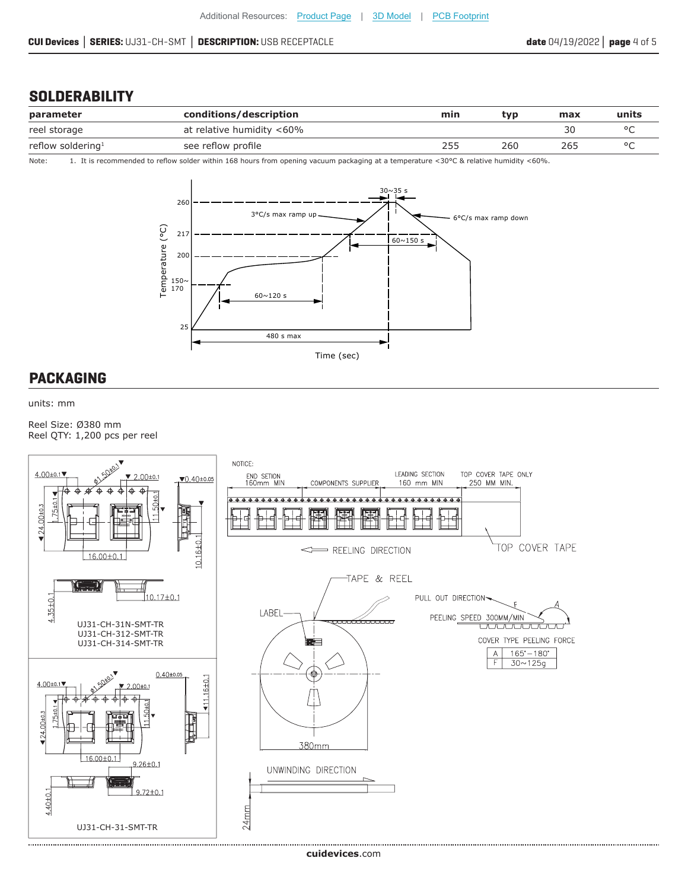## SOLDERABILITY

| parameter | conditions/description | min | typ | max | units |
|---|---|---|---|---|---|
| reel storage | at relative humidity <60% | | | 30 | °C |
| reflow soldering[1] | see reflow profile | 255 | 260 | 265 | °C |

Note: 1. It is recommended to reflow solder within 168 hours from opening vacuum packaging at a temperature <30°C & relative humidity <60%.

## PACKAGING

units: mm

Reel Size: Ø380 mm
Reel QTY: 1,200 pcs per reel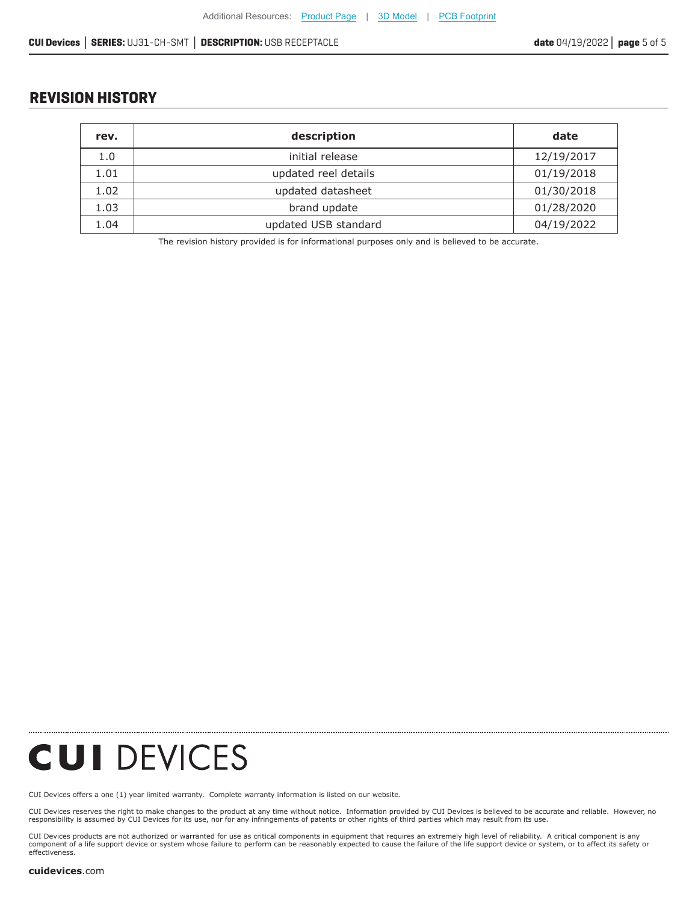## REVISION HISTORY

| rev. | description | date |
|---|---|---|
| 1.0 | initial release | 12/19/2017 |
| 1.01 | updated reel details | 01/19/2018 |
| 1.02 | updated datasheet | 01/30/2018 |
| 1.03 | brand update | 01/28/2020 |
| 1.04 | updated USB standard | 04/19/2022 |

The revision history provided is for informational purposes only and is believed to be accurate.

CUI DEVICES

CUI Devices offers a one (1) year limited warranty. Complete warranty information is listed on our website.

CUI Devices reserves the right to make changes to the product at any time without notice. Information provided by CUI Devices is believed to be accurate and reliable. However, no responsibility is assumed by CUI Devices for its use, nor for any infringements of patents or other rights of third parties which may result from its use.

CUI Devices products are not authorized or warranted for use as critical components in equipment that requires an extremely high level of reliability. A critical component is any component of a life support device or system whose failure to perform can be reasonably expected to cause the failure of the life support device or system, or to affect its safety or effectiveness.

**cuidevices**.com